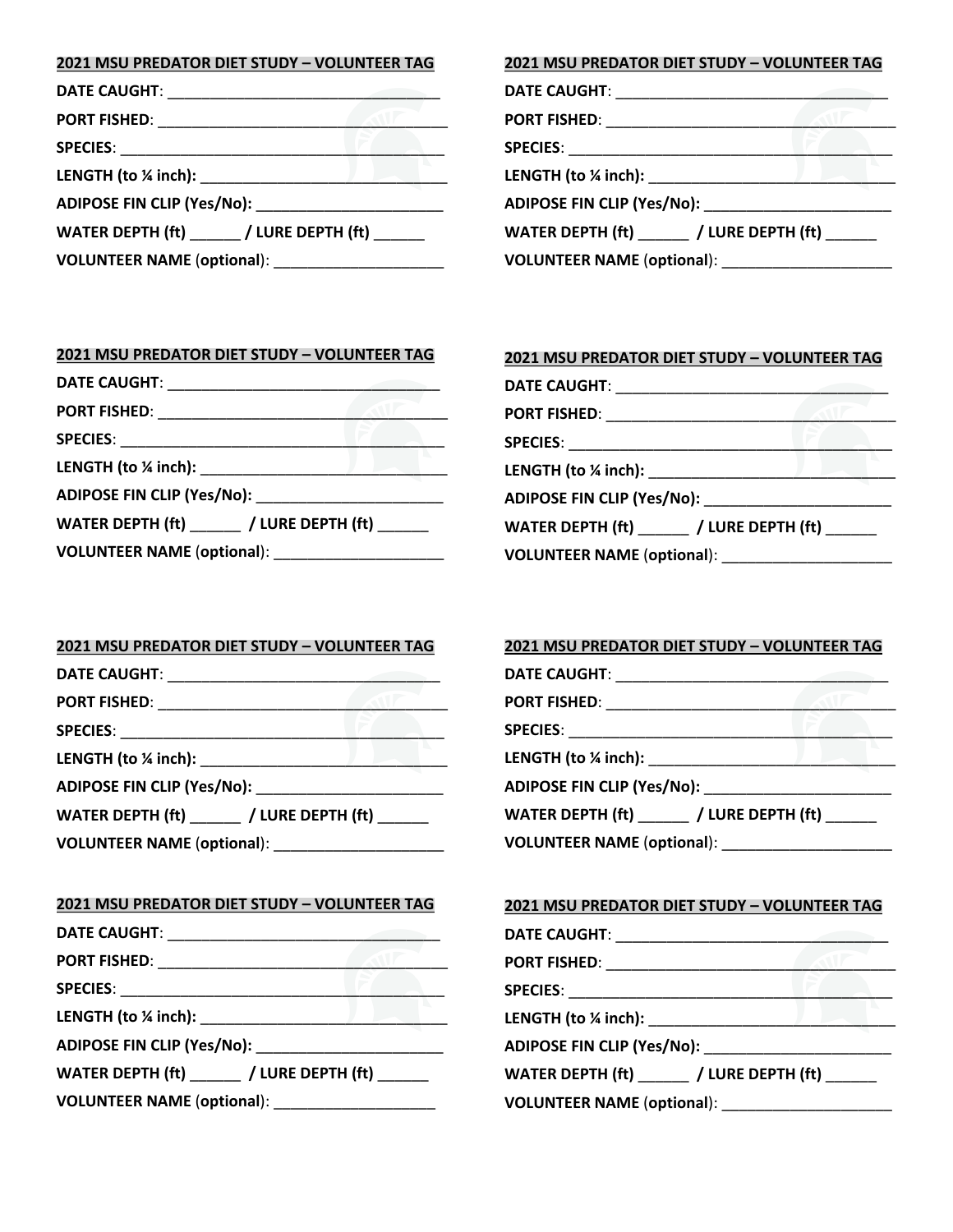**<u>2021 MSU PREDATOR DIET STUDY – VOLUNTEER TAG</u>**

**DATE CAUGHT**: ________________________________

**PORT FISHED**: __________________________________

**SPECIES**: ______________________________________

**LENGTH (to ¼ inch):** ____________________________

**ADIPOSE FIN CLIP (Yes/No):** ______________________

**WATER DEPTH (ft)** ______ **/ LURE DEPTH (ft)** ______

**VOLUNTEER NAME** (**optional**): ____________________

**<u>2021 MSU PREDATOR DIET STUDY – VOLUNTEER TAG</u>**

**DATE CAUGHT**: ________________________________

**PORT FISHED**: __________________________________

**SPECIES**: ______________________________________

**LENGTH (to ¼ inch):** ____________________________

**ADIPOSE FIN CLIP (Yes/No):** ______________________

**WATER DEPTH (ft)** ______ **/ LURE DEPTH (ft)** ______

**VOLUNTEER NAME** (**optional**): ____________________

**<u>2021 MSU PREDATOR DIET STUDY – VOLUNTEER TAG</u>**

**DATE CAUGHT**: ________________________________

**PORT FISHED**: __________________________________

**SPECIES**: ______________________________________

**LENGTH (to ¼ inch):** ____________________________

**ADIPOSE FIN CLIP (Yes/No):** ______________________

**WATER DEPTH (ft)** ______ **/ LURE DEPTH (ft)** ______

**VOLUNTEER NAME** (**optional**): ____________________

**<u>2021 MSU PREDATOR DIET STUDY – VOLUNTEER TAG</u>**

**DATE CAUGHT**: ________________________________

**PORT FISHED**: __________________________________

**SPECIES**: ______________________________________

**LENGTH (to ¼ inch):** ____________________________

**ADIPOSE FIN CLIP (Yes/No):** ______________________

**WATER DEPTH (ft)** ______ **/ LURE DEPTH (ft)** ______

**VOLUNTEER NAME** (**optional**): ____________________

**<u>2021 MSU PREDATOR DIET STUDY – VOLUNTEER TAG</u>**

**DATE CAUGHT**: ________________________________

**PORT FISHED**: __________________________________

**SPECIES**: ______________________________________

**LENGTH (to ¼ inch):** ____________________________

**ADIPOSE FIN CLIP (Yes/No):** ______________________

**WATER DEPTH (ft)** ______ **/ LURE DEPTH (ft)** ______

**VOLUNTEER NAME** (**optional**): ____________________

**<u>2021 MSU PREDATOR DIET STUDY – VOLUNTEER TAG</u>**

**DATE CAUGHT**: ________________________________

**PORT FISHED**: __________________________________

**SPECIES**: ______________________________________

**LENGTH (to ¼ inch):** ____________________________

**ADIPOSE FIN CLIP (Yes/No):** ______________________

**WATER DEPTH (ft)** ______ **/ LURE DEPTH (ft)** ______

**VOLUNTEER NAME** (**optional**): ____________________

**<u>2021 MSU PREDATOR DIET STUDY – VOLUNTEER TAG</u>**

**DATE CAUGHT**: ________________________________

**PORT FISHED**: __________________________________

**SPECIES**: ______________________________________

**LENGTH (to ¼ inch):** ____________________________

**ADIPOSE FIN CLIP (Yes/No):** ______________________

**WATER DEPTH (ft)** ______ **/ LURE DEPTH (ft)** ______

**VOLUNTEER NAME** (**optional**): ____________________

**<u>2021 MSU PREDATOR DIET STUDY – VOLUNTEER TAG</u>**

**DATE CAUGHT**: ________________________________

**PORT FISHED**: __________________________________

**SPECIES**: ______________________________________

**LENGTH (to ¼ inch):** ____________________________

**ADIPOSE FIN CLIP (Yes/No):** ______________________

**WATER DEPTH (ft)** ______ **/ LURE DEPTH (ft)** ______

**VOLUNTEER NAME** (**optional**): ____________________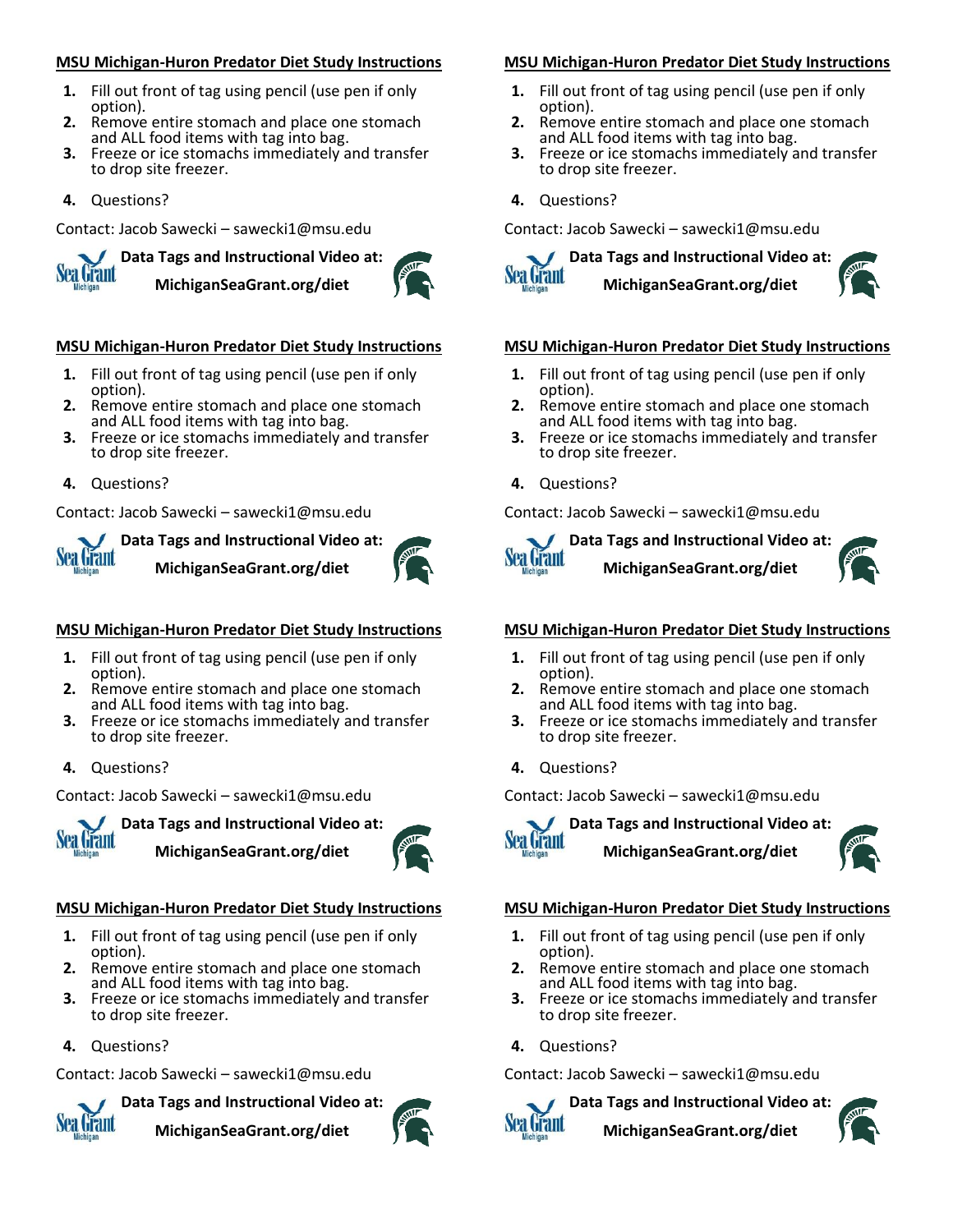## MSU Michigan-Huron Predator Diet Study Instructions

1. Fill out front of tag using pencil (use pen if only option).
2. Remove entire stomach and place one stomach and ALL food items with tag into bag.
3. Freeze or ice stomachs immediately and transfer to drop site freezer.
4. Questions?

Contact: Jacob Sawecki – sawecki1@msu.edu

**Data Tags and Instructional Video at:**

**MichiganSeaGrant.org/diet**

## MSU Michigan-Huron Predator Diet Study Instructions

1. Fill out front of tag using pencil (use pen if only option).
2. Remove entire stomach and place one stomach and ALL food items with tag into bag.
3. Freeze or ice stomachs immediately and transfer to drop site freezer.
4. Questions?

Contact: Jacob Sawecki – sawecki1@msu.edu

**Data Tags and Instructional Video at:**

**MichiganSeaGrant.org/diet**

## MSU Michigan-Huron Predator Diet Study Instructions

1. Fill out front of tag using pencil (use pen if only option).
2. Remove entire stomach and place one stomach and ALL food items with tag into bag.
3. Freeze or ice stomachs immediately and transfer to drop site freezer.
4. Questions?

Contact: Jacob Sawecki – sawecki1@msu.edu

**Data Tags and Instructional Video at:**

**MichiganSeaGrant.org/diet**

## MSU Michigan-Huron Predator Diet Study Instructions

1. Fill out front of tag using pencil (use pen if only option).
2. Remove entire stomach and place one stomach and ALL food items with tag into bag.
3. Freeze or ice stomachs immediately and transfer to drop site freezer.
4. Questions?

Contact: Jacob Sawecki – sawecki1@msu.edu

**Data Tags and Instructional Video at:**

**MichiganSeaGrant.org/diet**

## MSU Michigan-Huron Predator Diet Study Instructions

1. Fill out front of tag using pencil (use pen if only option).
2. Remove entire stomach and place one stomach and ALL food items with tag into bag.
3. Freeze or ice stomachs immediately and transfer to drop site freezer.
4. Questions?

Contact: Jacob Sawecki – sawecki1@msu.edu

**Data Tags and Instructional Video at:**

**MichiganSeaGrant.org/diet**

## MSU Michigan-Huron Predator Diet Study Instructions

1. Fill out front of tag using pencil (use pen if only option).
2. Remove entire stomach and place one stomach and ALL food items with tag into bag.
3. Freeze or ice stomachs immediately and transfer to drop site freezer.
4. Questions?

Contact: Jacob Sawecki – sawecki1@msu.edu

**Data Tags and Instructional Video at:**

**MichiganSeaGrant.org/diet**

## MSU Michigan-Huron Predator Diet Study Instructions

1. Fill out front of tag using pencil (use pen if only option).
2. Remove entire stomach and place one stomach and ALL food items with tag into bag.
3. Freeze or ice stomachs immediately and transfer to drop site freezer.
4. Questions?

Contact: Jacob Sawecki – sawecki1@msu.edu

**Data Tags and Instructional Video at:**

**MichiganSeaGrant.org/diet**

## MSU Michigan-Huron Predator Diet Study Instructions

1. Fill out front of tag using pencil (use pen if only option).
2. Remove entire stomach and place one stomach and ALL food items with tag into bag.
3. Freeze or ice stomachs immediately and transfer to drop site freezer.
4. Questions?

Contact: Jacob Sawecki – sawecki1@msu.edu

**Data Tags and Instructional Video at:**

**MichiganSeaGrant.org/diet**